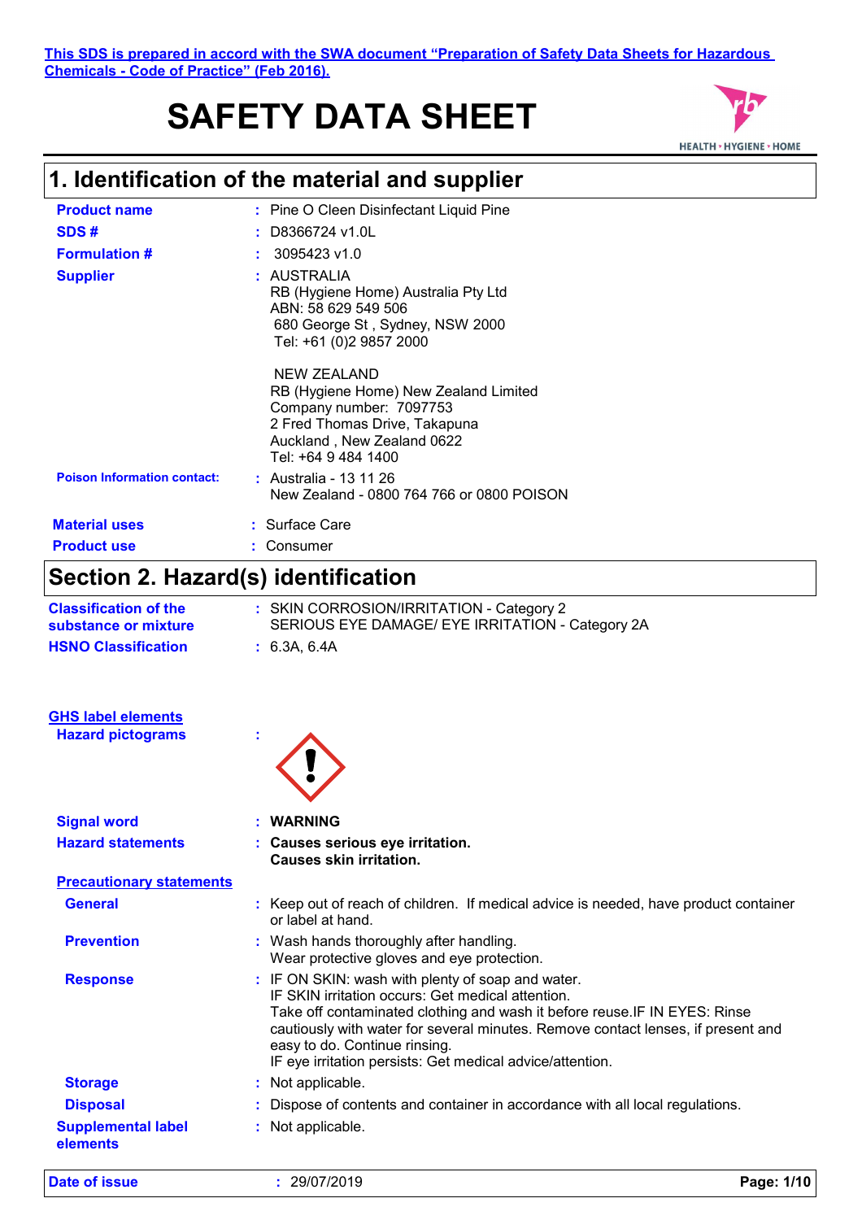This SDS is prepared in accord with the SWA document "Preparation of Safety Data Sheets for Hazardous Chemicals - Code of Practice" (Feb 2016).

# SAFETY DATA SHEET

## 1. Identification of the material and supplier

| | | |
|---|---|---|
| **Product name** | : | Pine O Cleen Disinfectant Liquid Pine |
| **SDS #** | : | D8366724 v1.0L |
| **Formulation #** | : | 3095423 v1.0 |
| **Supplier** | : | AUSTRALIA<br>RB (Hygiene Home) Australia Pty Ltd<br>ABN: 58 629 549 506<br>680 George St , Sydney, NSW 2000<br>Tel: +61 (0)2 9857 2000<br><br>NEW ZEALAND<br>RB (Hygiene Home) New Zealand Limited<br>Company number: 7097753<br>2 Fred Thomas Drive, Takapuna<br>Auckland , New Zealand 0622<br>Tel: +64 9 484 1400 |
| **Poison Information contact:** | : | Australia - 13 11 26<br>New Zealand - 0800 764 766 or 0800 POISON |
| **Material uses** | : | Surface Care |
| **Product use** | : | Consumer |

## Section 2. Hazard(s) identification

| | | |
|---|---|---|
| **Classification of the substance or mixture** | : | SKIN CORROSION/IRRITATION - Category 2<br>SERIOUS EYE DAMAGE/ EYE IRRITATION - Category 2A |
| **HSNO Classification** | : | 6.3A, 6.4A |

**GHS label elements**

| | | |
|---|---|---|
| **Hazard pictograms** | : | |
| **Signal word** | : | **WARNING** |
| **Hazard statements** | : | **Causes serious eye irritation.**<br>**Causes skin irritation.** |

**Precautionary statements**

| | | |
|---|---|---|
| **General** | : | Keep out of reach of children. If medical advice is needed, have product container or label at hand. |
| **Prevention** | : | Wash hands thoroughly after handling.<br>Wear protective gloves and eye protection. |
| **Response** | : | IF ON SKIN: wash with plenty of soap and water.<br>IF SKIN irritation occurs: Get medical attention.<br>Take off contaminated clothing and wash it before reuse.IF IN EYES: Rinse cautiously with water for several minutes. Remove contact lenses, if present and easy to do. Continue rinsing.<br>IF eye irritation persists: Get medical advice/attention. |
| **Storage** | : | Not applicable. |
| **Disposal** | : | Dispose of contents and container in accordance with all local regulations. |
| **Supplemental label elements** | : | Not applicable. |

**Date of issue** : 29/07/2019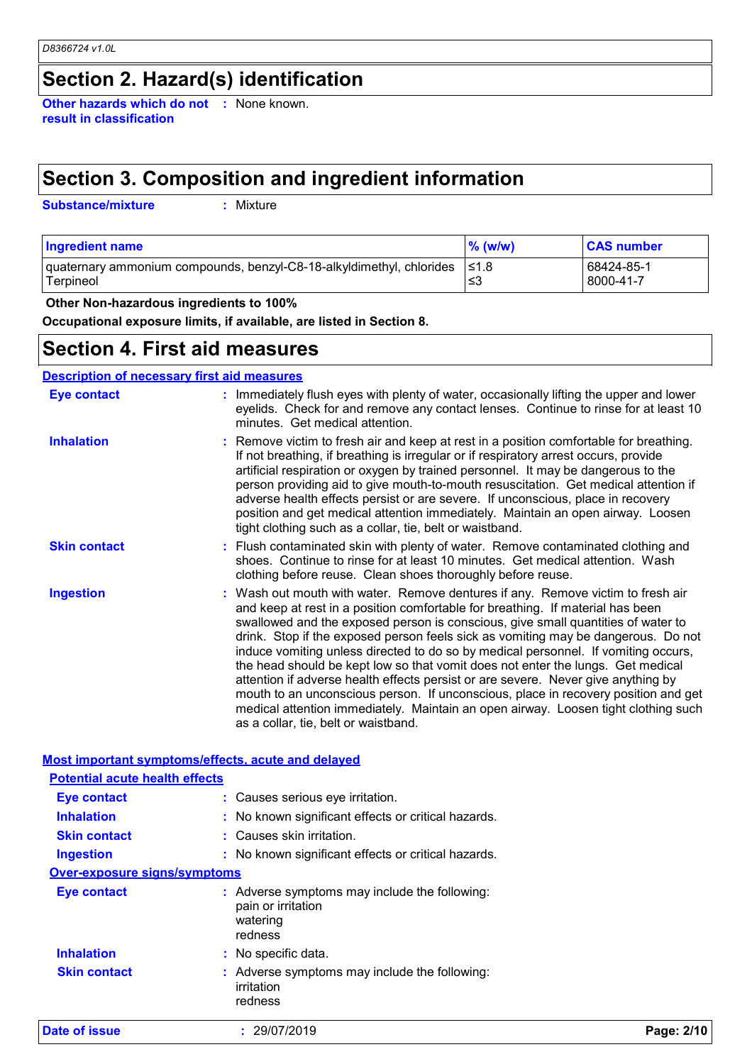## Section 2. Hazard(s) identification

**Other hazards which do not result in classification** : None known.

## Section 3. Composition and ingredient information

**Substance/mixture** : Mixture

| Ingredient name | % (w/w) | CAS number |
|---|---|---|
| quaternary ammonium compounds, benzyl-C8-18-alkyldimethyl, chlorides | ≤1.8 | 68424-85-1 |
| Terpineol | ≤3 | 8000-41-7 |

**Other Non-hazardous ingredients to 100%**

**Occupational exposure limits, if available, are listed in Section 8.**

## Section 4. First aid measures

### Description of necessary first aid measures

**Eye contact** : Immediately flush eyes with plenty of water, occasionally lifting the upper and lower eyelids. Check for and remove any contact lenses. Continue to rinse for at least 10 minutes. Get medical attention.

**Inhalation** : Remove victim to fresh air and keep at rest in a position comfortable for breathing. If not breathing, if breathing is irregular or if respiratory arrest occurs, provide artificial respiration or oxygen by trained personnel. It may be dangerous to the person providing aid to give mouth-to-mouth resuscitation. Get medical attention if adverse health effects persist or are severe. If unconscious, place in recovery position and get medical attention immediately. Maintain an open airway. Loosen tight clothing such as a collar, tie, belt or waistband.

**Skin contact** : Flush contaminated skin with plenty of water. Remove contaminated clothing and shoes. Continue to rinse for at least 10 minutes. Get medical attention. Wash clothing before reuse. Clean shoes thoroughly before reuse.

**Ingestion** : Wash out mouth with water. Remove dentures if any. Remove victim to fresh air and keep at rest in a position comfortable for breathing. If material has been swallowed and the exposed person is conscious, give small quantities of water to drink. Stop if the exposed person feels sick as vomiting may be dangerous. Do not induce vomiting unless directed to do so by medical personnel. If vomiting occurs, the head should be kept low so that vomit does not enter the lungs. Get medical attention if adverse health effects persist or are severe. Never give anything by mouth to an unconscious person. If unconscious, place in recovery position and get medical attention immediately. Maintain an open airway. Loosen tight clothing such as a collar, tie, belt or waistband.

### Most important symptoms/effects, acute and delayed

#### Potential acute health effects

**Eye contact** : Causes serious eye irritation.

**Inhalation** : No known significant effects or critical hazards.

**Skin contact** : Causes skin irritation.

**Ingestion** : No known significant effects or critical hazards.

#### Over-exposure signs/symptoms

**Eye contact** : Adverse symptoms may include the following:
pain or irritation
watering
redness

**Inhalation** : No specific data.

**Skin contact** : Adverse symptoms may include the following:
irritation
redness

**Date of issue** : 29/07/2019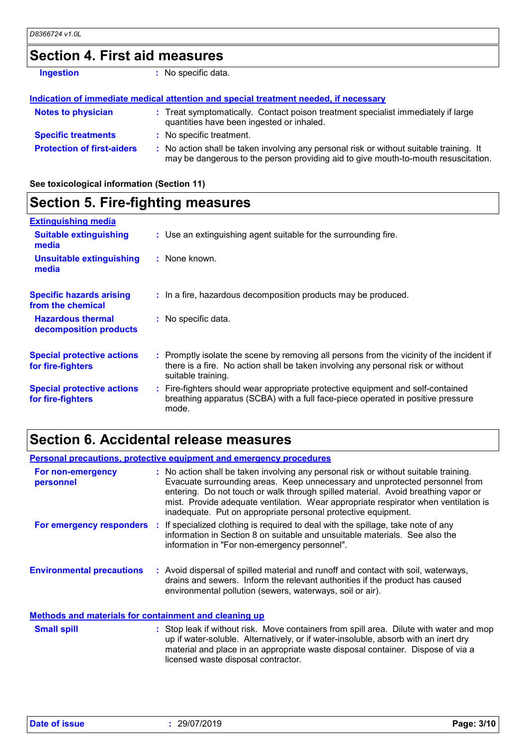## Section 4. First aid measures

**Ingestion** : No specific data.

**Indication of immediate medical attention and special treatment needed, if necessary**

**Notes to physician** : Treat symptomatically. Contact poison treatment specialist immediately if large quantities have been ingested or inhaled.

**Specific treatments** : No specific treatment.

**Protection of first-aiders** : No action shall be taken involving any personal risk or without suitable training. It may be dangerous to the person providing aid to give mouth-to-mouth resuscitation.

**See toxicological information (Section 11)**

## Section 5. Fire-fighting measures

**Extinguishing media**

**Suitable extinguishing media** : Use an extinguishing agent suitable for the surrounding fire.

**Unsuitable extinguishing media** : None known.

**Specific hazards arising from the chemical** : In a fire, hazardous decomposition products may be produced.

**Hazardous thermal decomposition products** : No specific data.

**Special protective actions for fire-fighters** : Promptly isolate the scene by removing all persons from the vicinity of the incident if there is a fire. No action shall be taken involving any personal risk or without suitable training.

**Special protective actions for fire-fighters** : Fire-fighters should wear appropriate protective equipment and self-contained breathing apparatus (SCBA) with a full face-piece operated in positive pressure mode.

## Section 6. Accidental release measures

**Personal precautions, protective equipment and emergency procedures**

**For non-emergency personnel** : No action shall be taken involving any personal risk or without suitable training. Evacuate surrounding areas. Keep unnecessary and unprotected personnel from entering. Do not touch or walk through spilled material. Avoid breathing vapor or mist. Provide adequate ventilation. Wear appropriate respirator when ventilation is inadequate. Put on appropriate personal protective equipment.

**For emergency responders** : If specialized clothing is required to deal with the spillage, take note of any information in Section 8 on suitable and unsuitable materials. See also the information in "For non-emergency personnel".

**Environmental precautions** : Avoid dispersal of spilled material and runoff and contact with soil, waterways, drains and sewers. Inform the relevant authorities if the product has caused environmental pollution (sewers, waterways, soil or air).

**Methods and materials for containment and cleaning up**

**Small spill** : Stop leak if without risk. Move containers from spill area. Dilute with water and mop up if water-soluble. Alternatively, or if water-insoluble, absorb with an inert dry material and place in an appropriate waste disposal container. Dispose of via a licensed waste disposal contractor.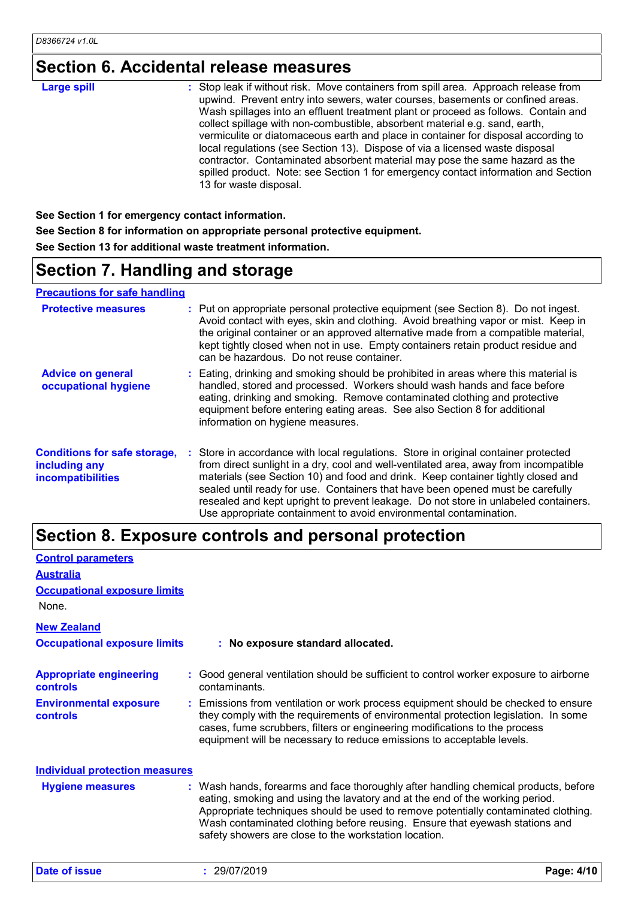## Section 6. Accidental release measures

**Large spill** : Stop leak if without risk. Move containers from spill area. Approach release from upwind. Prevent entry into sewers, water courses, basements or confined areas. Wash spillages into an effluent treatment plant or proceed as follows. Contain and collect spillage with non-combustible, absorbent material e.g. sand, earth, vermiculite or diatomaceous earth and place in container for disposal according to local regulations (see Section 13). Dispose of via a licensed waste disposal contractor. Contaminated absorbent material may pose the same hazard as the spilled product. Note: see Section 1 for emergency contact information and Section 13 for waste disposal.

**See Section 1 for emergency contact information.**

**See Section 8 for information on appropriate personal protective equipment.**

**See Section 13 for additional waste treatment information.**

## Section 7. Handling and storage

### Precautions for safe handling

**Protective measures** : Put on appropriate personal protective equipment (see Section 8). Do not ingest. Avoid contact with eyes, skin and clothing. Avoid breathing vapor or mist. Keep in the original container or an approved alternative made from a compatible material, kept tightly closed when not in use. Empty containers retain product residue and can be hazardous. Do not reuse container.

**Advice on general occupational hygiene** : Eating, drinking and smoking should be prohibited in areas where this material is handled, stored and processed. Workers should wash hands and face before eating, drinking and smoking. Remove contaminated clothing and protective equipment before entering eating areas. See also Section 8 for additional information on hygiene measures.

**Conditions for safe storage, including any incompatibilities** : Store in accordance with local regulations. Store in original container protected from direct sunlight in a dry, cool and well-ventilated area, away from incompatible materials (see Section 10) and food and drink. Keep container tightly closed and sealed until ready for use. Containers that have been opened must be carefully resealed and kept upright to prevent leakage. Do not store in unlabeled containers. Use appropriate containment to avoid environmental contamination.

## Section 8. Exposure controls and personal protection

### Control parameters

### Australia

### Occupational exposure limits

None.

### New Zealand

**Occupational exposure limits** : **No exposure standard allocated.**

**Appropriate engineering controls** : Good general ventilation should be sufficient to control worker exposure to airborne contaminants.

**Environmental exposure controls** : Emissions from ventilation or work process equipment should be checked to ensure they comply with the requirements of environmental protection legislation. In some cases, fume scrubbers, filters or engineering modifications to the process equipment will be necessary to reduce emissions to acceptable levels.

### Individual protection measures

**Hygiene measures** : Wash hands, forearms and face thoroughly after handling chemical products, before eating, smoking and using the lavatory and at the end of the working period. Appropriate techniques should be used to remove potentially contaminated clothing. Wash contaminated clothing before reusing. Ensure that eyewash stations and safety showers are close to the workstation location.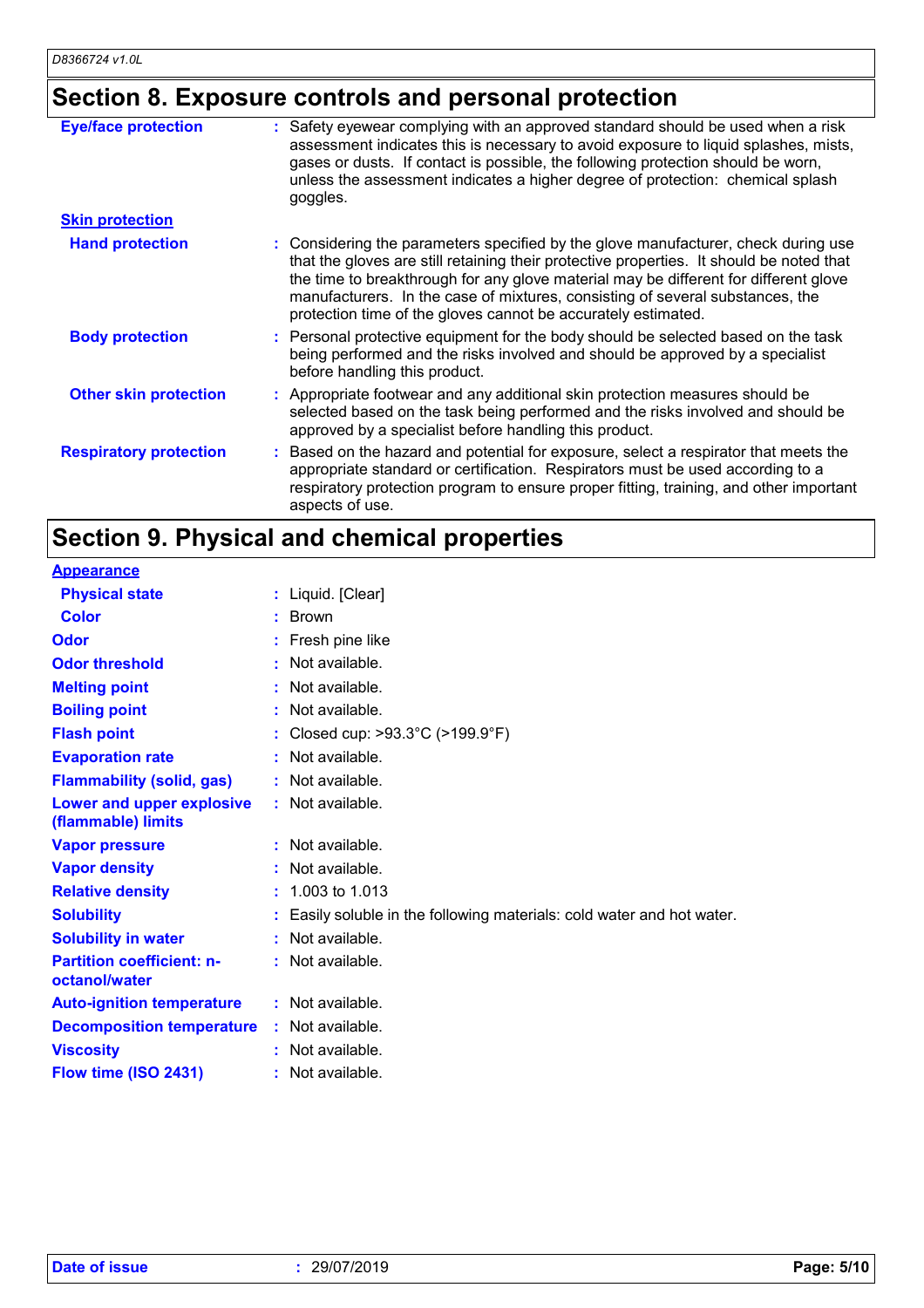## Section 8. Exposure controls and personal protection

**Eye/face protection** : Safety eyewear complying with an approved standard should be used when a risk assessment indicates this is necessary to avoid exposure to liquid splashes, mists, gases or dusts. If contact is possible, the following protection should be worn, unless the assessment indicates a higher degree of protection: chemical splash goggles.

**Skin protection**

**Hand protection** : Considering the parameters specified by the glove manufacturer, check during use that the gloves are still retaining their protective properties. It should be noted that the time to breakthrough for any glove material may be different for different glove manufacturers. In the case of mixtures, consisting of several substances, the protection time of the gloves cannot be accurately estimated.

**Body protection** : Personal protective equipment for the body should be selected based on the task being performed and the risks involved and should be approved by a specialist before handling this product.

**Other skin protection** : Appropriate footwear and any additional skin protection measures should be selected based on the task being performed and the risks involved and should be approved by a specialist before handling this product.

**Respiratory protection** : Based on the hazard and potential for exposure, select a respirator that meets the appropriate standard or certification. Respirators must be used according to a respiratory protection program to ensure proper fitting, training, and other important aspects of use.

## Section 9. Physical and chemical properties

**Appearance**

**Physical state** : Liquid. [Clear]

**Color** : Brown

**Odor** : Fresh pine like

**Odor threshold** : Not available.

**Melting point** : Not available.

**Boiling point** : Not available.

**Flash point** : Closed cup: >93.3°C (>199.9°F)

**Evaporation rate** : Not available.

**Flammability (solid, gas)** : Not available.

**Lower and upper explosive (flammable) limits** : Not available.

**Vapor pressure** : Not available.

**Vapor density** : Not available.

**Relative density** : 1.003 to 1.013

**Solubility** : Easily soluble in the following materials: cold water and hot water.

**Solubility in water** : Not available.

**Partition coefficient: n-octanol/water** : Not available.

**Auto-ignition temperature** : Not available.

**Decomposition temperature** : Not available.

**Viscosity** : Not available.

**Flow time (ISO 2431)** : Not available.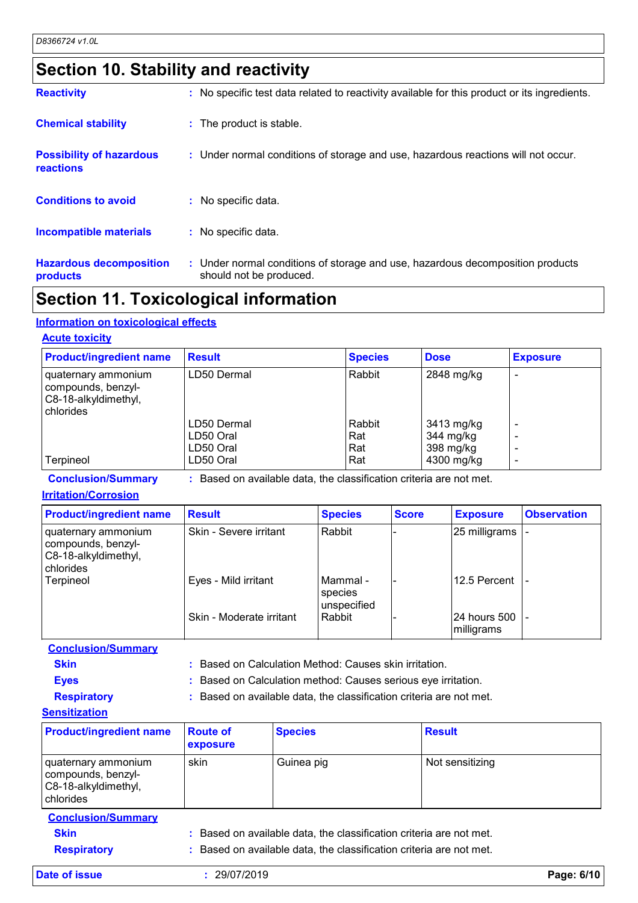## Section 10. Stability and reactivity

**Reactivity** : No specific test data related to reactivity available for this product or its ingredients.

**Chemical stability** : The product is stable.

**Possibility of hazardous reactions** : Under normal conditions of storage and use, hazardous reactions will not occur.

**Conditions to avoid** : No specific data.

**Incompatible materials** : No specific data.

**Hazardous decomposition products** : Under normal conditions of storage and use, hazardous decomposition products should not be produced.

## Section 11. Toxicological information

### Information on toxicological effects

#### Acute toxicity

| Product/ingredient name | Result | Species | Dose | Exposure |
|---|---|---|---|---|
| quaternary ammonium compounds, benzyl-C8-18-alkyldimethyl, chlorides | LD50 Dermal | Rabbit | 2848 mg/kg | - |
| | LD50 Dermal | Rabbit | 3413 mg/kg | - |
| | LD50 Oral | Rat | 344 mg/kg | - |
| | LD50 Oral | Rat | 398 mg/kg | - |
| Terpineol | LD50 Oral | Rat | 4300 mg/kg | - |

**Conclusion/Summary** : Based on available data, the classification criteria are not met.

#### Irritation/Corrosion

| Product/ingredient name | Result | Species | Score | Exposure | Observation |
|---|---|---|---|---|---|
| quaternary ammonium compounds, benzyl-C8-18-alkyldimethyl, chlorides | Skin - Severe irritant | Rabbit | - | 25 milligrams | - |
| Terpineol | Eyes - Mild irritant | Mammal - species unspecified | - | 12.5 Percent | - |
| | Skin - Moderate irritant | Rabbit | - | 24 hours 500 milligrams | - |

**Conclusion/Summary**

**Skin** : Based on Calculation Method: Causes skin irritation.

**Eyes** : Based on Calculation method: Causes serious eye irritation.

**Respiratory** : Based on available data, the classification criteria are not met.

#### Sensitization

| Product/ingredient name | Route of exposure | Species | Result |
|---|---|---|---|
| quaternary ammonium compounds, benzyl-C8-18-alkyldimethyl, chlorides | skin | Guinea pig | Not sensitizing |

**Conclusion/Summary**

**Skin** : Based on available data, the classification criteria are not met.

**Respiratory** : Based on available data, the classification criteria are not met.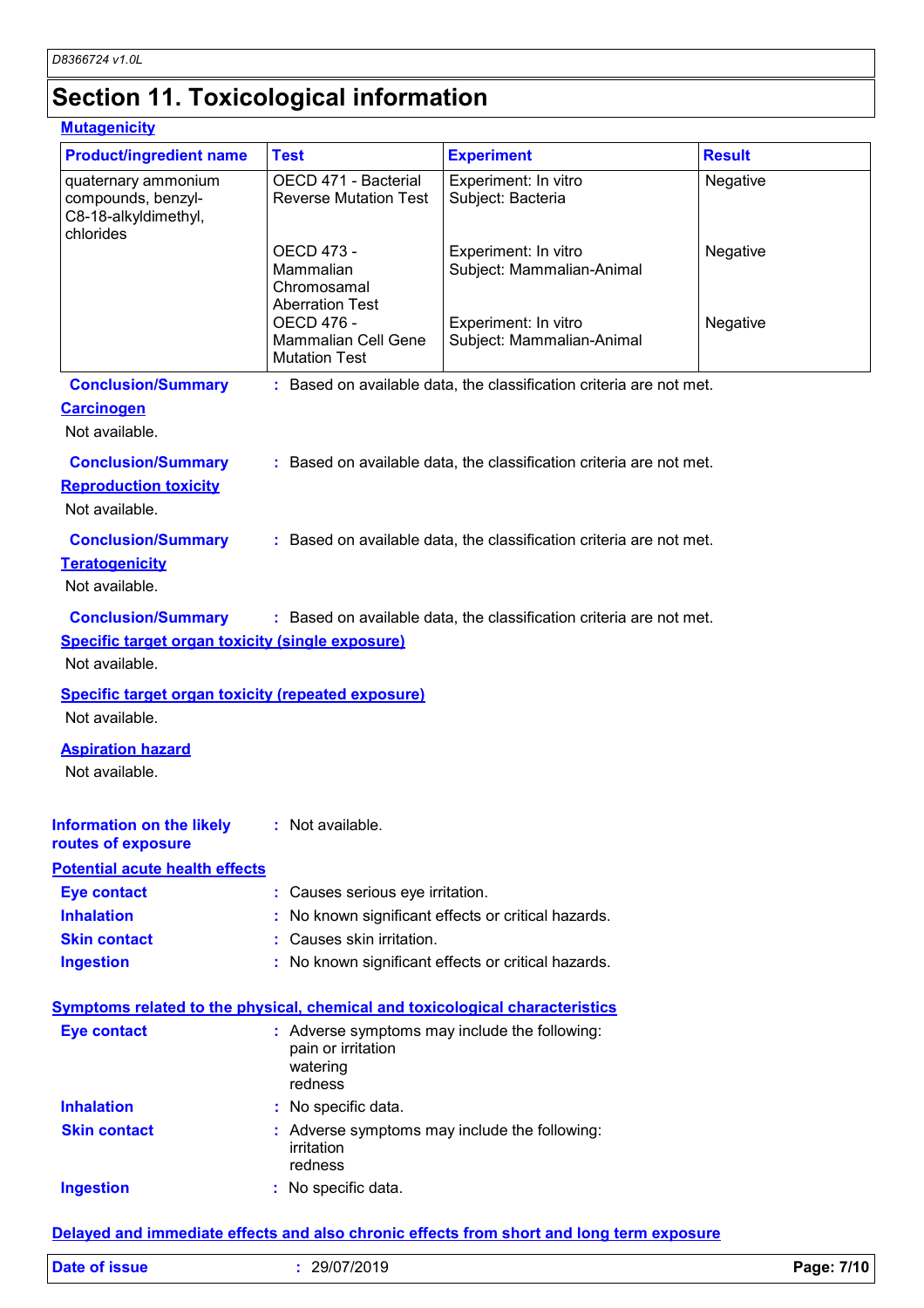## Section 11. Toxicological information

**Mutagenicity**

| Product/ingredient name | Test | Experiment | Result |
|---|---|---|---|
| quaternary ammonium compounds, benzyl-C8-18-alkyldimethyl, chlorides | OECD 471 - Bacterial Reverse Mutation Test | Experiment: In vitro Subject: Bacteria | Negative |
| | OECD 473 - Mammalian Chromosamal Aberration Test | Experiment: In vitro Subject: Mammalian-Animal | Negative |
| | OECD 476 - Mammalian Cell Gene Mutation Test | Experiment: In vitro Subject: Mammalian-Animal | Negative |

**Conclusion/Summary** : Based on available data, the classification criteria are not met.

**Carcinogen**

Not available.

**Conclusion/Summary** : Based on available data, the classification criteria are not met.

**Reproduction toxicity**

Not available.

**Conclusion/Summary** : Based on available data, the classification criteria are not met.

**Teratogenicity**

Not available.

**Conclusion/Summary** : Based on available data, the classification criteria are not met.

**Specific target organ toxicity (single exposure)**

Not available.

**Specific target organ toxicity (repeated exposure)**

Not available.

**Aspiration hazard**

Not available.

**Information on the likely routes of exposure** : Not available.

**Potential acute health effects**

**Eye contact** : Causes serious eye irritation.

**Inhalation** : No known significant effects or critical hazards.

**Skin contact** : Causes skin irritation.

**Ingestion** : No known significant effects or critical hazards.

**Symptoms related to the physical, chemical and toxicological characteristics**

**Eye contact** : Adverse symptoms may include the following:
pain or irritation
watering
redness

**Inhalation** : No specific data.

**Skin contact** : Adverse symptoms may include the following:
irritation
redness

**Ingestion** : No specific data.

**Delayed and immediate effects and also chronic effects from short and long term exposure**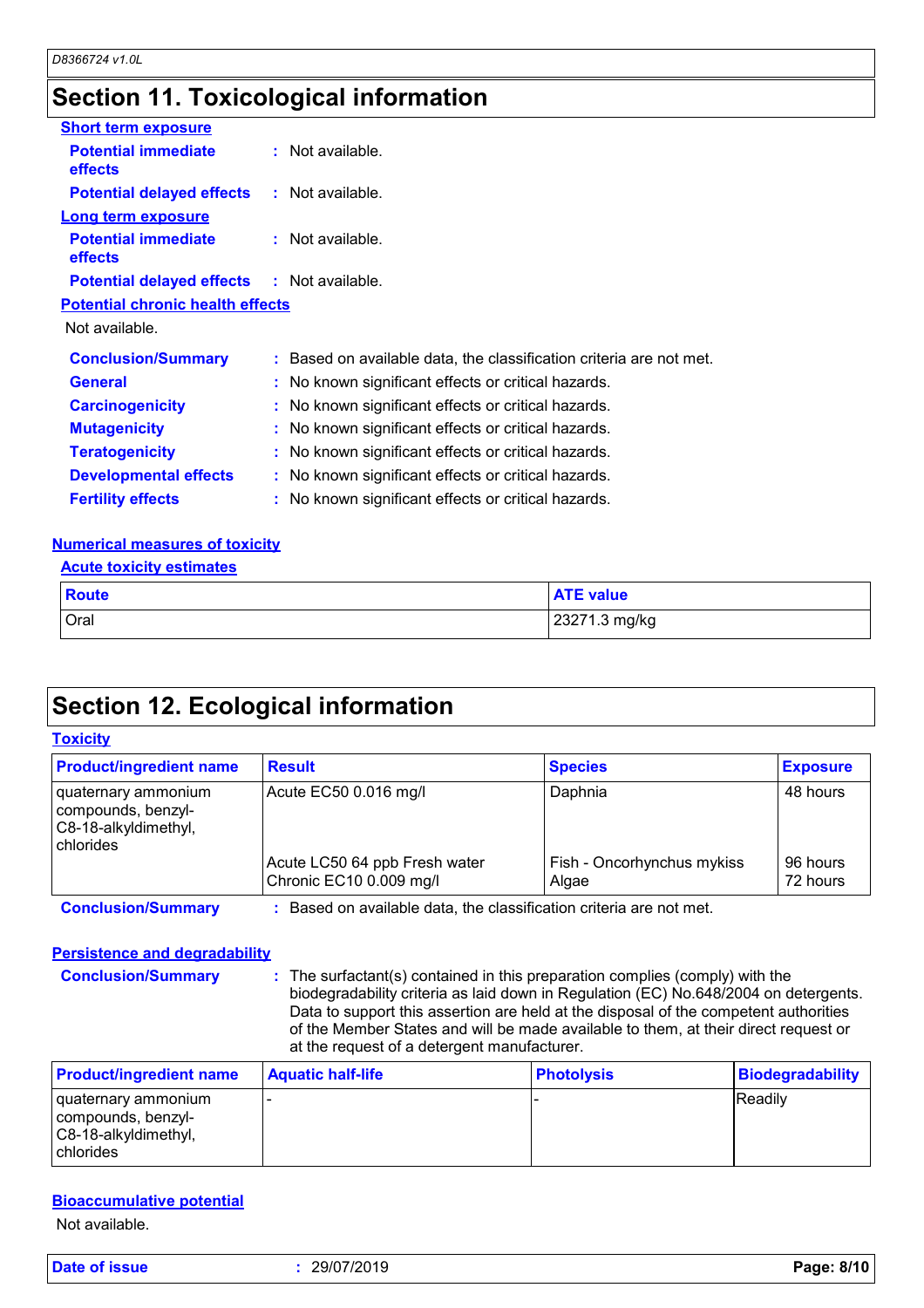## Section 11. Toxicological information

**Short term exposure**

**Potential immediate effects** : Not available.

**Potential delayed effects** : Not available.

**Long term exposure**

**Potential immediate effects** : Not available.

**Potential delayed effects** : Not available.

**Potential chronic health effects**

Not available.

**Conclusion/Summary** : Based on available data, the classification criteria are not met.

**General** : No known significant effects or critical hazards.

**Carcinogenicity** : No known significant effects or critical hazards.

**Mutagenicity** : No known significant effects or critical hazards.

**Teratogenicity** : No known significant effects or critical hazards.

**Developmental effects** : No known significant effects or critical hazards.

**Fertility effects** : No known significant effects or critical hazards.

**Numerical measures of toxicity**

**Acute toxicity estimates**

| Route | ATE value |
|---|---|
| Oral | 23271.3 mg/kg |

## Section 12. Ecological information

**Toxicity**

| Product/ingredient name | Result | Species | Exposure |
|---|---|---|---|
| quaternary ammonium compounds, benzyl-C8-18-alkyldimethyl, chlorides | Acute EC50 0.016 mg/l | Daphnia | 48 hours |
| | Acute LC50 64 ppb Fresh water | Fish - Oncorhynchus mykiss | 96 hours |
| | Chronic EC10 0.009 mg/l | Algae | 72 hours |

**Conclusion/Summary** : Based on available data, the classification criteria are not met.

**Persistence and degradability**

**Conclusion/Summary** : The surfactant(s) contained in this preparation complies (comply) with the biodegradability criteria as laid down in Regulation (EC) No.648/2004 on detergents. Data to support this assertion are held at the disposal of the competent authorities of the Member States and will be made available to them, at their direct request or at the request of a detergent manufacturer.

| Product/ingredient name | Aquatic half-life | Photolysis | Biodegradability |
|---|---|---|---|
| quaternary ammonium compounds, benzyl-C8-18-alkyldimethyl, chlorides | - | - | Readily |

**Bioaccumulative potential**

Not available.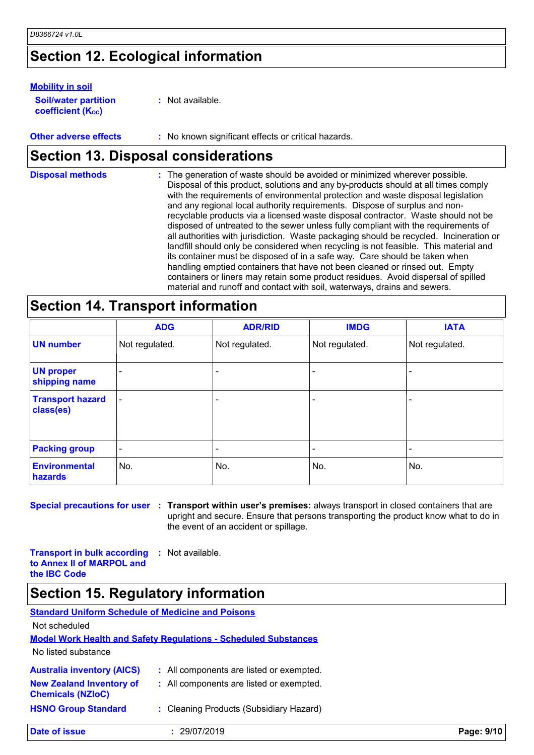## Section 12. Ecological information

**Mobility in soil**

**Soil/water partition coefficient ($K_{OC}$)** : Not available.

**Other adverse effects** : No known significant effects or critical hazards.

## Section 13. Disposal considerations

**Disposal methods** : The generation of waste should be avoided or minimized wherever possible. Disposal of this product, solutions and any by-products should at all times comply with the requirements of environmental protection and waste disposal legislation and any regional local authority requirements. Dispose of surplus and non-recyclable products via a licensed waste disposal contractor. Waste should not be disposed of untreated to the sewer unless fully compliant with the requirements of all authorities with jurisdiction. Waste packaging should be recycled. Incineration or landfill should only be considered when recycling is not feasible. This material and its container must be disposed of in a safe way. Care should be taken when handling emptied containers that have not been cleaned or rinsed out. Empty containers or liners may retain some product residues. Avoid dispersal of spilled material and runoff and contact with soil, waterways, drains and sewers.

## Section 14. Transport information

| | ADG | ADR/RID | IMDG | IATA |
|---|---|---|---|---|
| **UN number** | Not regulated. | Not regulated. | Not regulated. | Not regulated. |
| **UN proper shipping name** | - | - | - | - |
| **Transport hazard class(es)** | - | - | - | - |
| **Packing group** | - | - | - | - |
| **Environmental hazards** | No. | No. | No. | No. |

**Special precautions for user** : **Transport within user's premises:** always transport in closed containers that are upright and secure. Ensure that persons transporting the product know what to do in the event of an accident or spillage.

**Transport in bulk according to Annex II of MARPOL and the IBC Code** : Not available.

## Section 15. Regulatory information

**Standard Uniform Schedule of Medicine and Poisons**

Not scheduled

**Model Work Health and Safety Regulations - Scheduled Substances**

No listed substance

**Australia inventory (AICS)** : All components are listed or exempted.

**New Zealand Inventory of Chemicals (NZIoC)** : All components are listed or exempted.

**HSNO Group Standard** : Cleaning Products (Subsidiary Hazard)

**Date of issue** : 29/07/2019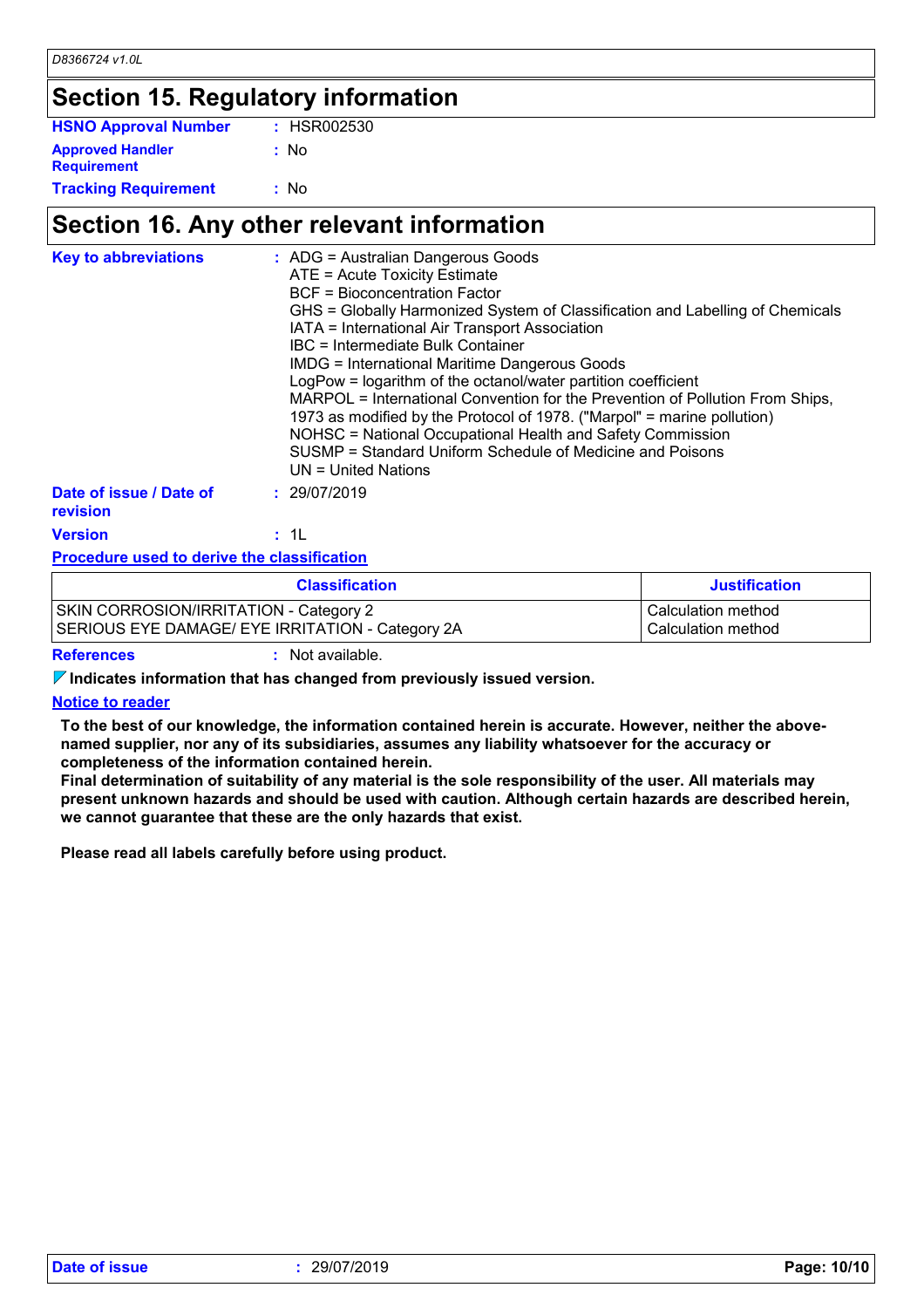## Section 15. Regulatory information

**HSNO Approval Number** : HSR002530

**Approved Handler Requirement** : No

**Tracking Requirement** : No

## Section 16. Any other relevant information

**Key to abbreviations** : ADG = Australian Dangerous Goods
ATE = Acute Toxicity Estimate
BCF = Bioconcentration Factor
GHS = Globally Harmonized System of Classification and Labelling of Chemicals
IATA = International Air Transport Association
IBC = Intermediate Bulk Container
IMDG = International Maritime Dangerous Goods
LogPow = logarithm of the octanol/water partition coefficient
MARPOL = International Convention for the Prevention of Pollution From Ships, 1973 as modified by the Protocol of 1978. ("Marpol" = marine pollution)
NOHSC = National Occupational Health and Safety Commission
SUSMP = Standard Uniform Schedule of Medicine and Poisons
UN = United Nations

**Date of issue / Date of revision** : 29/07/2019

**Version** : 1L

**Procedure used to derive the classification**

| Classification | Justification |
|---|---|
| SKIN CORROSION/IRRITATION - Category 2 | Calculation method |
| SERIOUS EYE DAMAGE/ EYE IRRITATION - Category 2A | Calculation method |

**References** : Not available.

**Indicates information that has changed from previously issued version.**

**Notice to reader**

**To the best of our knowledge, the information contained herein is accurate. However, neither the above-named supplier, nor any of its subsidiaries, assumes any liability whatsoever for the accuracy or completeness of the information contained herein.**
**Final determination of suitability of any material is the sole responsibility of the user. All materials may present unknown hazards and should be used with caution. Although certain hazards are described herein, we cannot guarantee that these are the only hazards that exist.**

**Please read all labels carefully before using product.**